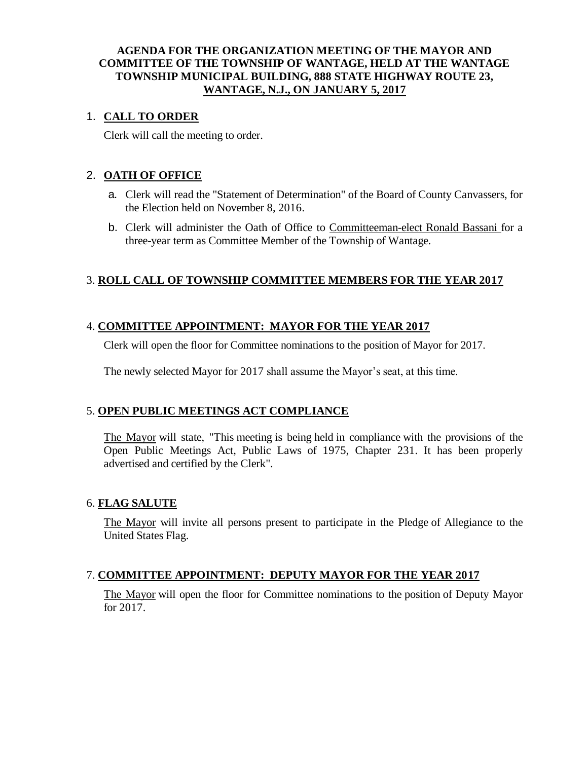# AGENDA FOR THE ORGANIZATION MEETING OF THE MAYOR AND COMMITTEE OF THE TOWNSHIP OF WANTAGE, HELD AT THE WANTAGE TOWNSHIP MUNICIPAL BUILDING, 888 STATE HIGHWAY ROUTE 23, WANTAGE, N.J., ON JANUARY 5, 2017

## 1. CALL TO ORDER

Clerk will call the meeting to order.

## 2. OATH OF OFFICE

a. Clerk will read the "Statement of Determination" of the Board of County Canvassers, for the Election held on November 8, 2016.

b. Clerk will administer the Oath of Office to Committeeman-elect Ronald Bassani for a three-year term as Committee Member of the Township of Wantage.

## 3. ROLL CALL OF TOWNSHIP COMMITTEE MEMBERS FOR THE YEAR 2017

## 4. COMMITTEE APPOINTMENT: MAYOR FOR THE YEAR 2017

Clerk will open the floor for Committee nominations to the position of Mayor for 2017.

The newly selected Mayor for 2017 shall assume the Mayor's seat, at this time.

## 5. OPEN PUBLIC MEETINGS ACT COMPLIANCE

The Mayor will state, "This meeting is being held in compliance with the provisions of the Open Public Meetings Act, Public Laws of 1975, Chapter 231. It has been properly advertised and certified by the Clerk".

## 6. FLAG SALUTE

The Mayor will invite all persons present to participate in the Pledge of Allegiance to the United States Flag.

## 7. COMMITTEE APPOINTMENT: DEPUTY MAYOR FOR THE YEAR 2017

The Mayor will open the floor for Committee nominations to the position of Deputy Mayor for 2017.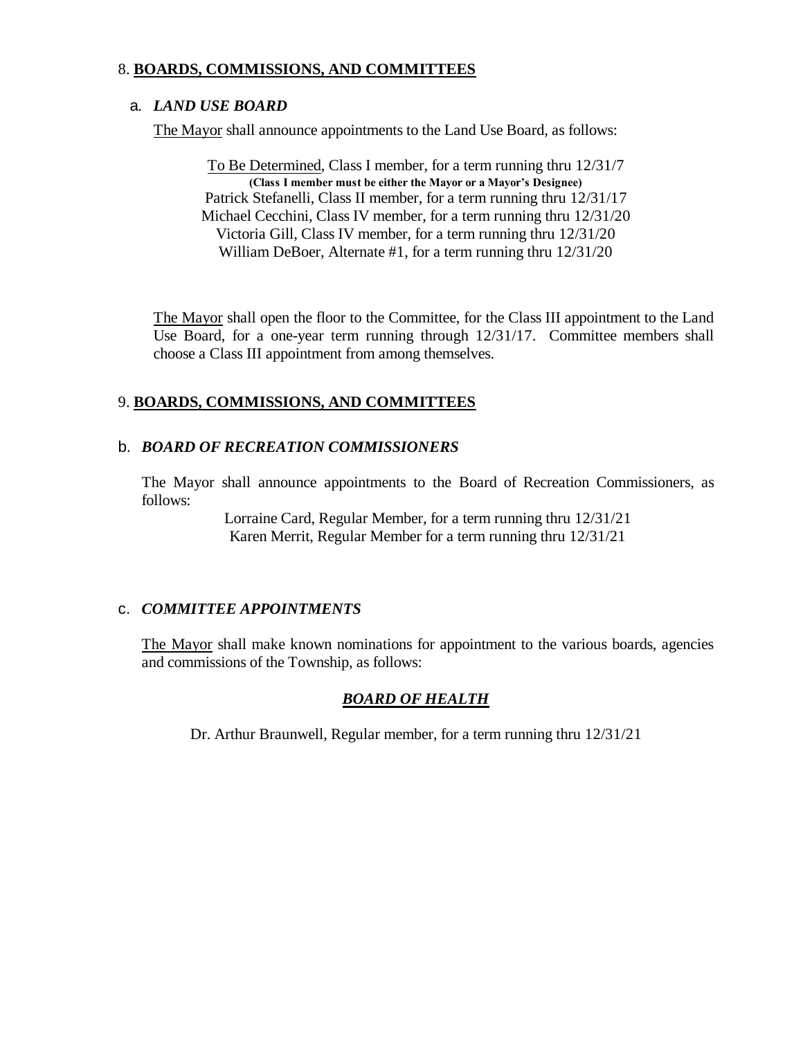## 8. BOARDS, COMMISSIONS, AND COMMITTEES

### a. *LAND USE BOARD*

The Mayor shall announce appointments to the Land Use Board, as follows:

To Be Determined, Class I member, for a term running thru 12/31/7
**(Class I member must be either the Mayor or a Mayor's Designee)**
Patrick Stefanelli, Class II member, for a term running thru 12/31/17
Michael Cecchini, Class IV member, for a term running thru 12/31/20
Victoria Gill, Class IV member, for a term running thru 12/31/20
William DeBoer, Alternate #1, for a term running thru 12/31/20

The Mayor shall open the floor to the Committee, for the Class III appointment to the Land Use Board, for a one-year term running through 12/31/17. Committee members shall choose a Class III appointment from among themselves.

## 9. BOARDS, COMMISSIONS, AND COMMITTEES

### b. *BOARD OF RECREATION COMMISSIONERS*

The Mayor shall announce appointments to the Board of Recreation Commissioners, as follows:

Lorraine Card, Regular Member, for a term running thru 12/31/21
Karen Merrit, Regular Member for a term running thru 12/31/21

### c. *COMMITTEE APPOINTMENTS*

The Mayor shall make known nominations for appointment to the various boards, agencies and commissions of the Township, as follows:

#### ***BOARD OF HEALTH***

Dr. Arthur Braunwell, Regular member, for a term running thru 12/31/21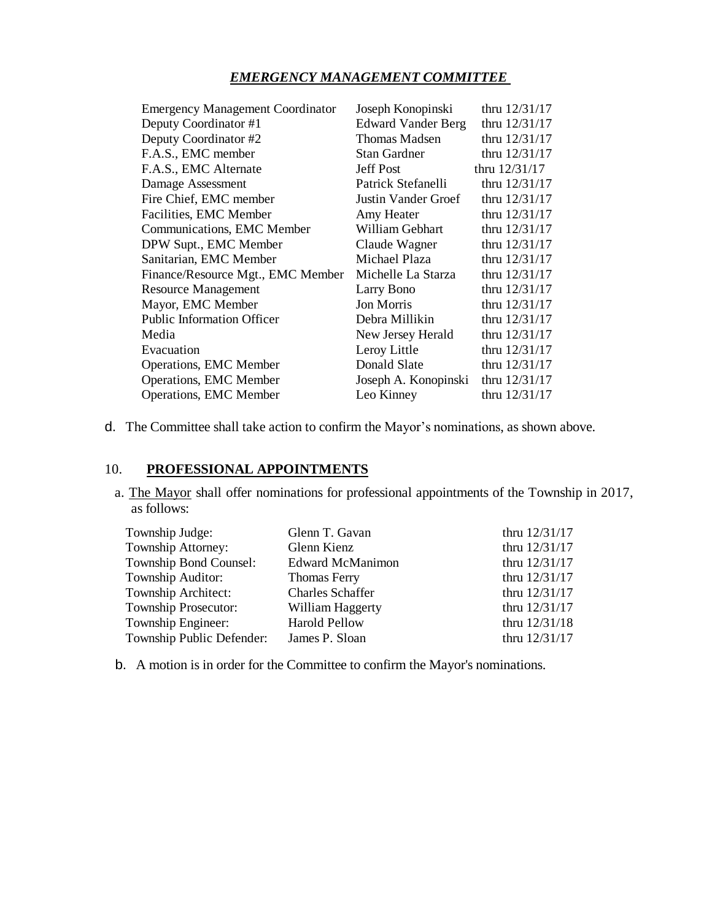***EMERGENCY MANAGEMENT COMMITTEE***

| | | |
|---|---|---|
| Emergency Management Coordinator | Joseph Konopinski | thru 12/31/17 |
| Deputy Coordinator #1 | Edward Vander Berg | thru 12/31/17 |
| Deputy Coordinator #2 | Thomas Madsen | thru 12/31/17 |
| F.A.S., EMC member | Stan Gardner | thru 12/31/17 |
| F.A.S., EMC Alternate | Jeff Post | thru 12/31/17 |
| Damage Assessment | Patrick Stefanelli | thru 12/31/17 |
| Fire Chief, EMC member | Justin Vander Groef | thru 12/31/17 |
| Facilities, EMC Member | Amy Heater | thru 12/31/17 |
| Communications, EMC Member | William Gebhart | thru 12/31/17 |
| DPW Supt., EMC Member | Claude Wagner | thru 12/31/17 |
| Sanitarian, EMC Member | Michael Plaza | thru 12/31/17 |
| Finance/Resource Mgt., EMC Member | Michelle La Starza | thru 12/31/17 |
| Resource Management | Larry Bono | thru 12/31/17 |
| Mayor, EMC Member | Jon Morris | thru 12/31/17 |
| Public Information Officer | Debra Millikin | thru 12/31/17 |
| Media | New Jersey Herald | thru 12/31/17 |
| Evacuation | Leroy Little | thru 12/31/17 |
| Operations, EMC Member | Donald Slate | thru 12/31/17 |
| Operations, EMC Member | Joseph A. Konopinski | thru 12/31/17 |
| Operations, EMC Member | Leo Kinney | thru 12/31/17 |

d. The Committee shall take action to confirm the Mayor's nominations, as shown above.

## 10. **PROFESSIONAL APPOINTMENTS**

a. The Mayor shall offer nominations for professional appointments of the Township in 2017, as follows:

| | | |
|---|---|---|
| Township Judge: | Glenn T. Gavan | thru 12/31/17 |
| Township Attorney: | Glenn Kienz | thru 12/31/17 |
| Township Bond Counsel: | Edward McManimon | thru 12/31/17 |
| Township Auditor: | Thomas Ferry | thru 12/31/17 |
| Township Architect: | Charles Schaffer | thru 12/31/17 |
| Township Prosecutor: | William Haggerty | thru 12/31/17 |
| Township Engineer: | Harold Pellow | thru 12/31/18 |
| Township Public Defender: | James P. Sloan | thru 12/31/17 |

b. A motion is in order for the Committee to confirm the Mayor's nominations.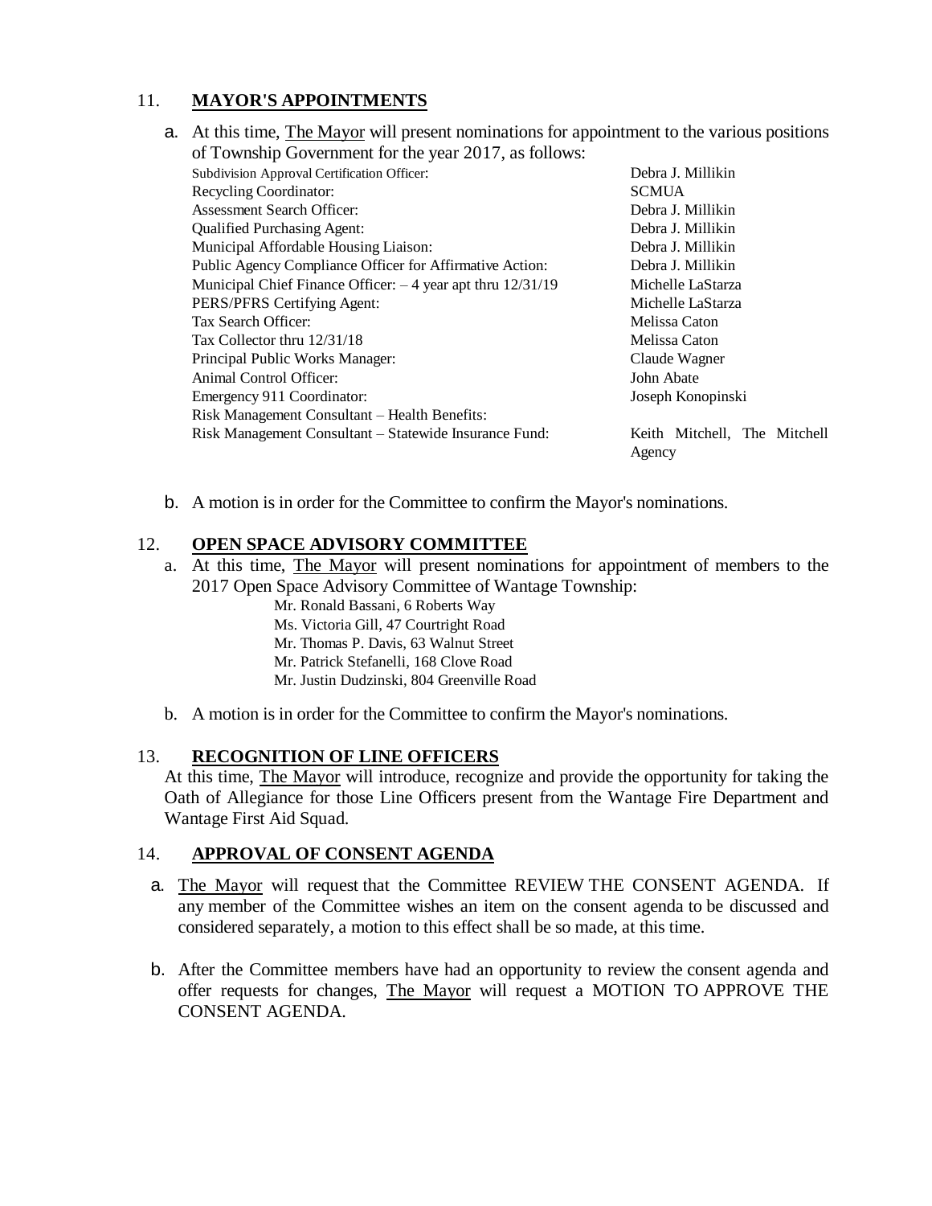## 11. **MAYOR'S APPOINTMENTS**

a. At this time, The Mayor will present nominations for appointment to the various positions of Township Government for the year 2017, as follows:

| | |
|---|---|
| Subdivision Approval Certification Officer: | Debra J. Millikin |
| Recycling Coordinator: | SCMUA |
| Assessment Search Officer: | Debra J. Millikin |
| Qualified Purchasing Agent: | Debra J. Millikin |
| Municipal Affordable Housing Liaison: | Debra J. Millikin |
| Public Agency Compliance Officer for Affirmative Action: | Debra J. Millikin |
| Municipal Chief Finance Officer: – 4 year apt thru 12/31/19 | Michelle LaStarza |
| PERS/PFRS Certifying Agent: | Michelle LaStarza |
| Tax Search Officer: | Melissa Caton |
| Tax Collector thru 12/31/18 | Melissa Caton |
| Principal Public Works Manager: | Claude Wagner |
| Animal Control Officer: | John Abate |
| Emergency 911 Coordinator: | Joseph Konopinski |
| Risk Management Consultant – Health Benefits: | |
| Risk Management Consultant – Statewide Insurance Fund: | Keith Mitchell, The Mitchell Agency |

b. A motion is in order for the Committee to confirm the Mayor's nominations.

## 12. **OPEN SPACE ADVISORY COMMITTEE**

a. At this time, The Mayor will present nominations for appointment of members to the 2017 Open Space Advisory Committee of Wantage Township:

Mr. Ronald Bassani, 6 Roberts Way
Ms. Victoria Gill, 47 Courtright Road
Mr. Thomas P. Davis, 63 Walnut Street
Mr. Patrick Stefanelli, 168 Clove Road
Mr. Justin Dudzinski, 804 Greenville Road

b. A motion is in order for the Committee to confirm the Mayor's nominations.

## 13. **RECOGNITION OF LINE OFFICERS**

At this time, The Mayor will introduce, recognize and provide the opportunity for taking the Oath of Allegiance for those Line Officers present from the Wantage Fire Department and Wantage First Aid Squad.

## 14. **APPROVAL OF CONSENT AGENDA**

a. The Mayor will request that the Committee REVIEW THE CONSENT AGENDA. If any member of the Committee wishes an item on the consent agenda to be discussed and considered separately, a motion to this effect shall be so made, at this time.

b. After the Committee members have had an opportunity to review the consent agenda and offer requests for changes, The Mayor will request a MOTION TO APPROVE THE CONSENT AGENDA.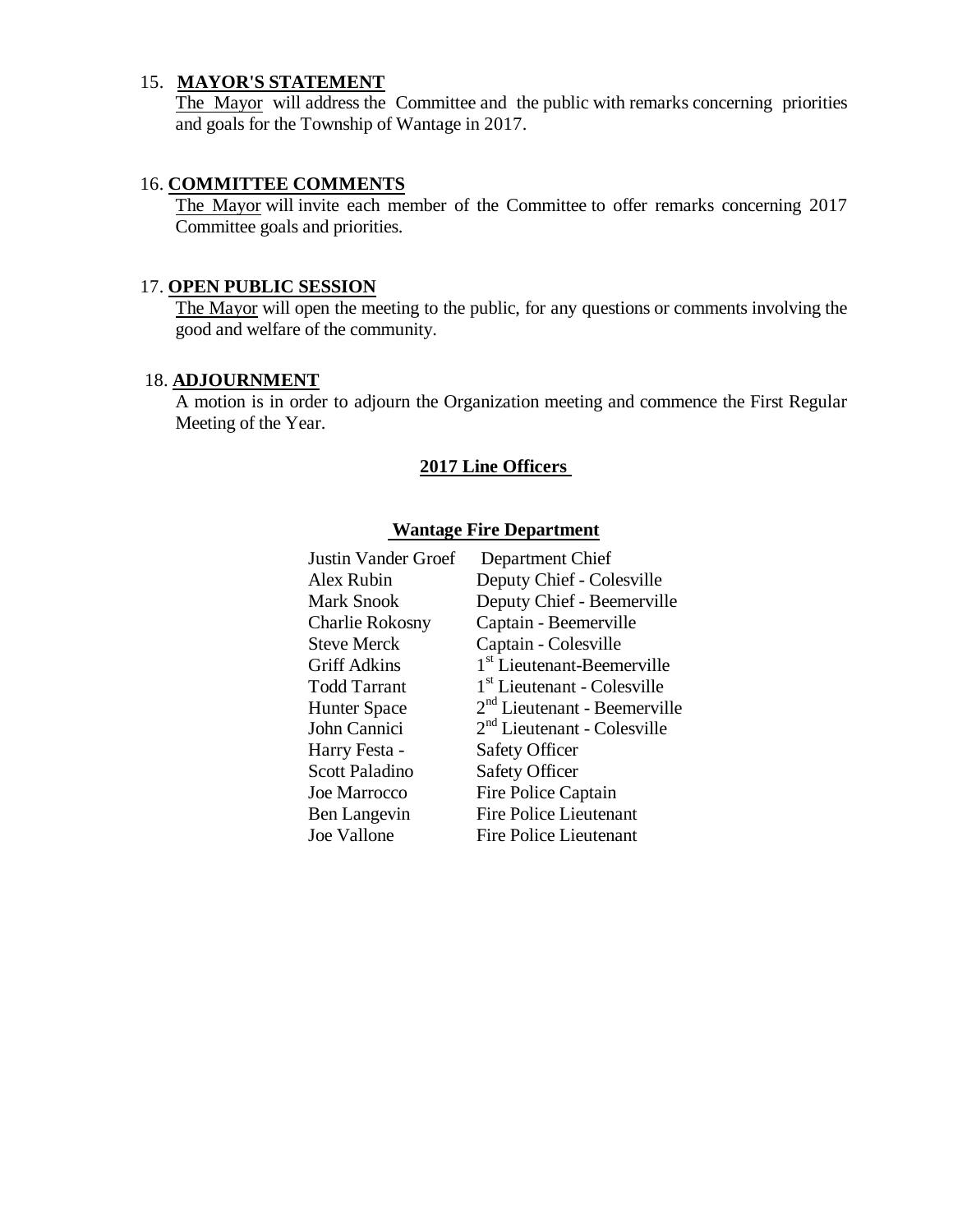15. **MAYOR'S STATEMENT**

The Mayor will address the Committee and the public with remarks concerning priorities and goals for the Township of Wantage in 2017.

16. **COMMITTEE COMMENTS**

The Mayor will invite each member of the Committee to offer remarks concerning 2017 Committee goals and priorities.

17. **OPEN PUBLIC SESSION**

The Mayor will open the meeting to the public, for any questions or comments involving the good and welfare of the community.

18. **ADJOURNMENT**

A motion is in order to adjourn the Organization meeting and commence the First Regular Meeting of the Year.

## 2017 Line Officers

### Wantage Fire Department

| | |
|---|---|
| Justin Vander Groef | Department Chief |
| Alex Rubin | Deputy Chief - Colesville |
| Mark Snook | Deputy Chief - Beemerville |
| Charlie Rokosny | Captain - Beemerville |
| Steve Merck | Captain - Colesville |
| Griff Adkins | 1st Lieutenant-Beemerville |
| Todd Tarrant | 1st Lieutenant - Colesville |
| Hunter Space | 2nd Lieutenant - Beemerville |
| John Cannici | 2nd Lieutenant - Colesville |
| Harry Festa - | Safety Officer |
| Scott Paladino | Safety Officer |
| Joe Marrocco | Fire Police Captain |
| Ben Langevin | Fire Police Lieutenant |
| Joe Vallone | Fire Police Lieutenant |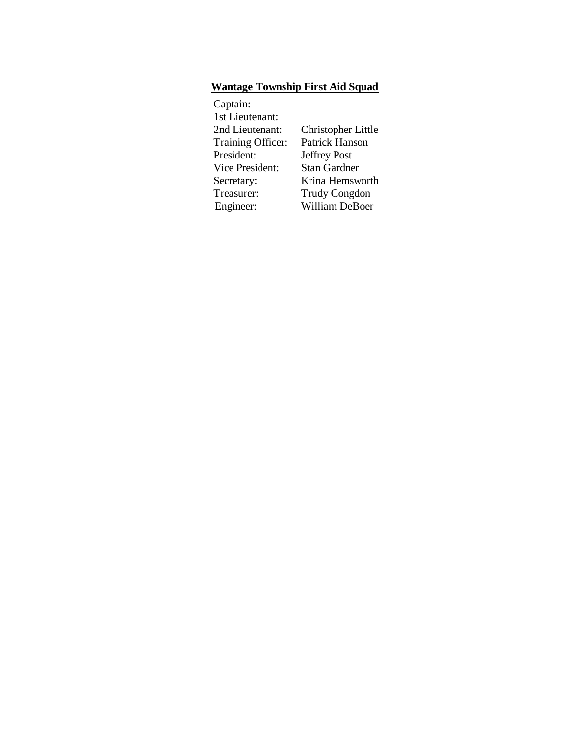**Wantage Township First Aid Squad**

| | |
|---|---|
| Captain: | |
| 1st Lieutenant: | |
| 2nd Lieutenant: | Christopher Little |
| Training Officer: | Patrick Hanson |
| President: | Jeffrey Post |
| Vice President: | Stan Gardner |
| Secretary: | Krina Hemsworth |
| Treasurer: | Trudy Congdon |
| Engineer: | William DeBoer |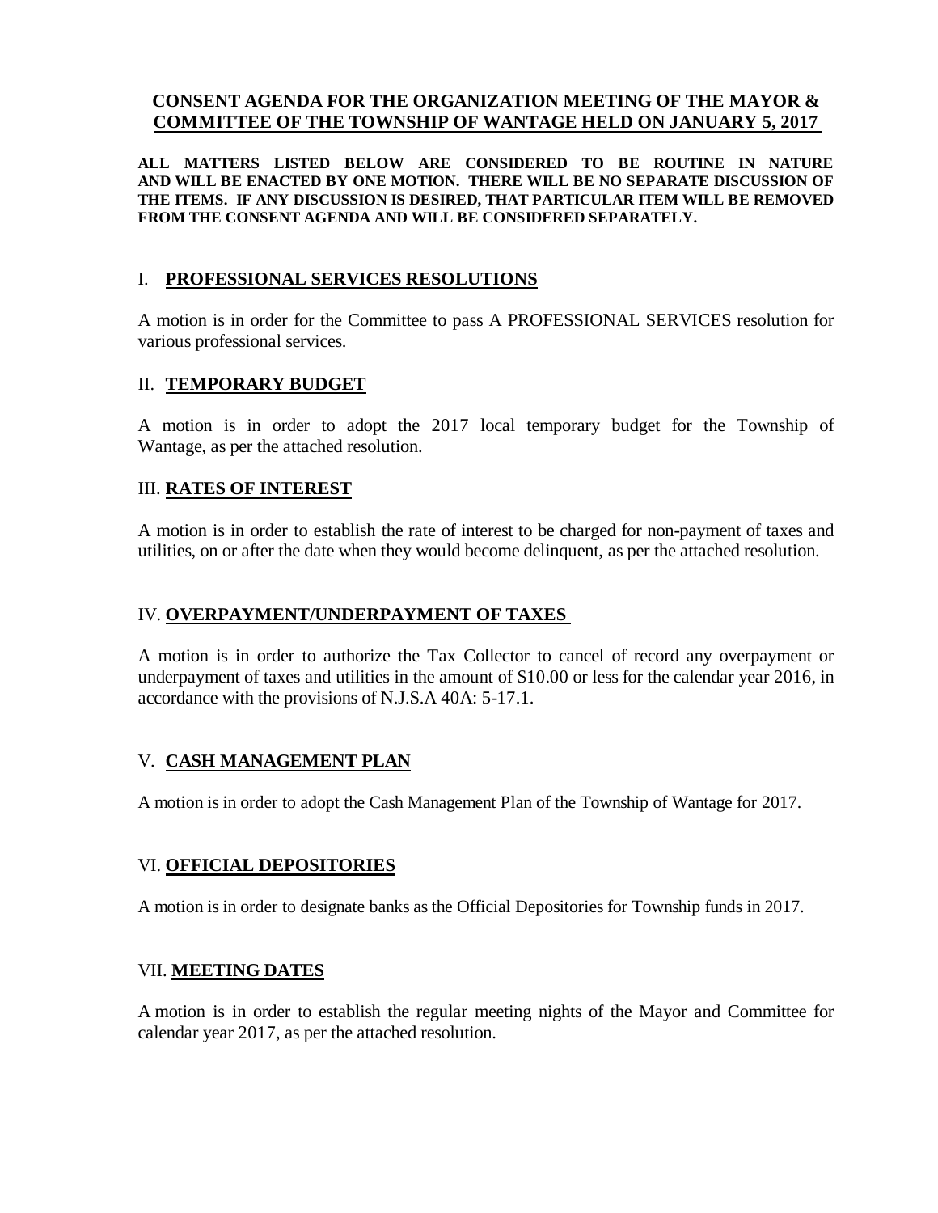**CONSENT AGENDA FOR THE ORGANIZATION MEETING OF THE MAYOR & COMMITTEE OF THE TOWNSHIP OF WANTAGE HELD ON JANUARY 5, 2017**

**ALL MATTERS LISTED BELOW ARE CONSIDERED TO BE ROUTINE IN NATURE AND WILL BE ENACTED BY ONE MOTION. THERE WILL BE NO SEPARATE DISCUSSION OF THE ITEMS. IF ANY DISCUSSION IS DESIRED, THAT PARTICULAR ITEM WILL BE REMOVED FROM THE CONSENT AGENDA AND WILL BE CONSIDERED SEPARATELY.**

## I. PROFESSIONAL SERVICES RESOLUTIONS

A motion is in order for the Committee to pass A PROFESSIONAL SERVICES resolution for various professional services.

## II. TEMPORARY BUDGET

A motion is in order to adopt the 2017 local temporary budget for the Township of Wantage, as per the attached resolution.

## III. RATES OF INTEREST

A motion is in order to establish the rate of interest to be charged for non-payment of taxes and utilities, on or after the date when they would become delinquent, as per the attached resolution.

## IV. OVERPAYMENT/UNDERPAYMENT OF TAXES

A motion is in order to authorize the Tax Collector to cancel of record any overpayment or underpayment of taxes and utilities in the amount of $10.00 or less for the calendar year 2016, in accordance with the provisions of N.J.S.A 40A: 5-17.1.

## V. CASH MANAGEMENT PLAN

A motion is in order to adopt the Cash Management Plan of the Township of Wantage for 2017.

## VI. OFFICIAL DEPOSITORIES

A motion is in order to designate banks as the Official Depositories for Township funds in 2017.

## VII. MEETING DATES

A motion is in order to establish the regular meeting nights of the Mayor and Committee for calendar year 2017, as per the attached resolution.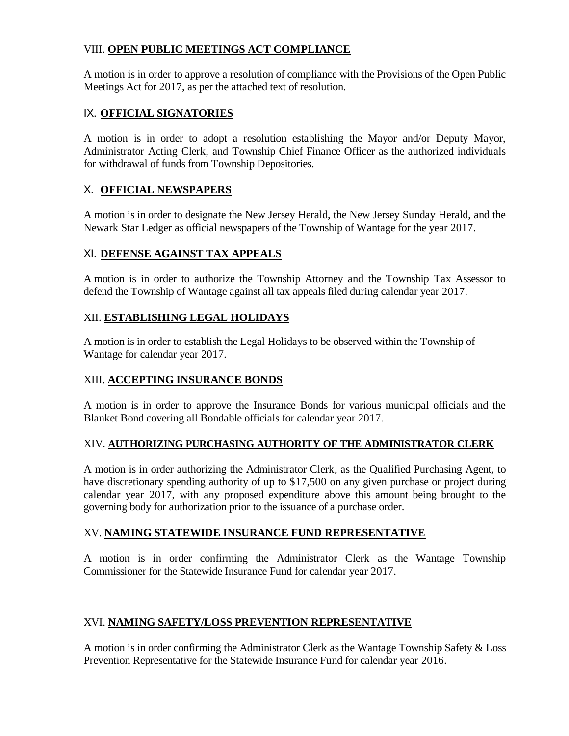## VIII. **OPEN PUBLIC MEETINGS ACT COMPLIANCE**

A motion is in order to approve a resolution of compliance with the Provisions of the Open Public Meetings Act for 2017, as per the attached text of resolution.

## IX. **OFFICIAL SIGNATORIES**

A motion is in order to adopt a resolution establishing the Mayor and/or Deputy Mayor, Administrator Acting Clerk, and Township Chief Finance Officer as the authorized individuals for withdrawal of funds from Township Depositories.

## X. **OFFICIAL NEWSPAPERS**

A motion is in order to designate the New Jersey Herald, the New Jersey Sunday Herald, and the Newark Star Ledger as official newspapers of the Township of Wantage for the year 2017.

## XI. **DEFENSE AGAINST TAX APPEALS**

A motion is in order to authorize the Township Attorney and the Township Tax Assessor to defend the Township of Wantage against all tax appeals filed during calendar year 2017.

## XII. **ESTABLISHING LEGAL HOLIDAYS**

A motion is in order to establish the Legal Holidays to be observed within the Township of Wantage for calendar year 2017.

## XIII. **ACCEPTING INSURANCE BONDS**

A motion is in order to approve the Insurance Bonds for various municipal officials and the Blanket Bond covering all Bondable officials for calendar year 2017.

## XIV. **AUTHORIZING PURCHASING AUTHORITY OF THE ADMINISTRATOR CLERK**

A motion is in order authorizing the Administrator Clerk, as the Qualified Purchasing Agent, to have discretionary spending authority of up to $17,500 on any given purchase or project during calendar year 2017, with any proposed expenditure above this amount being brought to the governing body for authorization prior to the issuance of a purchase order.

## XV. **NAMING STATEWIDE INSURANCE FUND REPRESENTATIVE**

A motion is in order confirming the Administrator Clerk as the Wantage Township Commissioner for the Statewide Insurance Fund for calendar year 2017.

## XVI. **NAMING SAFETY/LOSS PREVENTION REPRESENTATIVE**

A motion is in order confirming the Administrator Clerk as the Wantage Township Safety & Loss Prevention Representative for the Statewide Insurance Fund for calendar year 2016.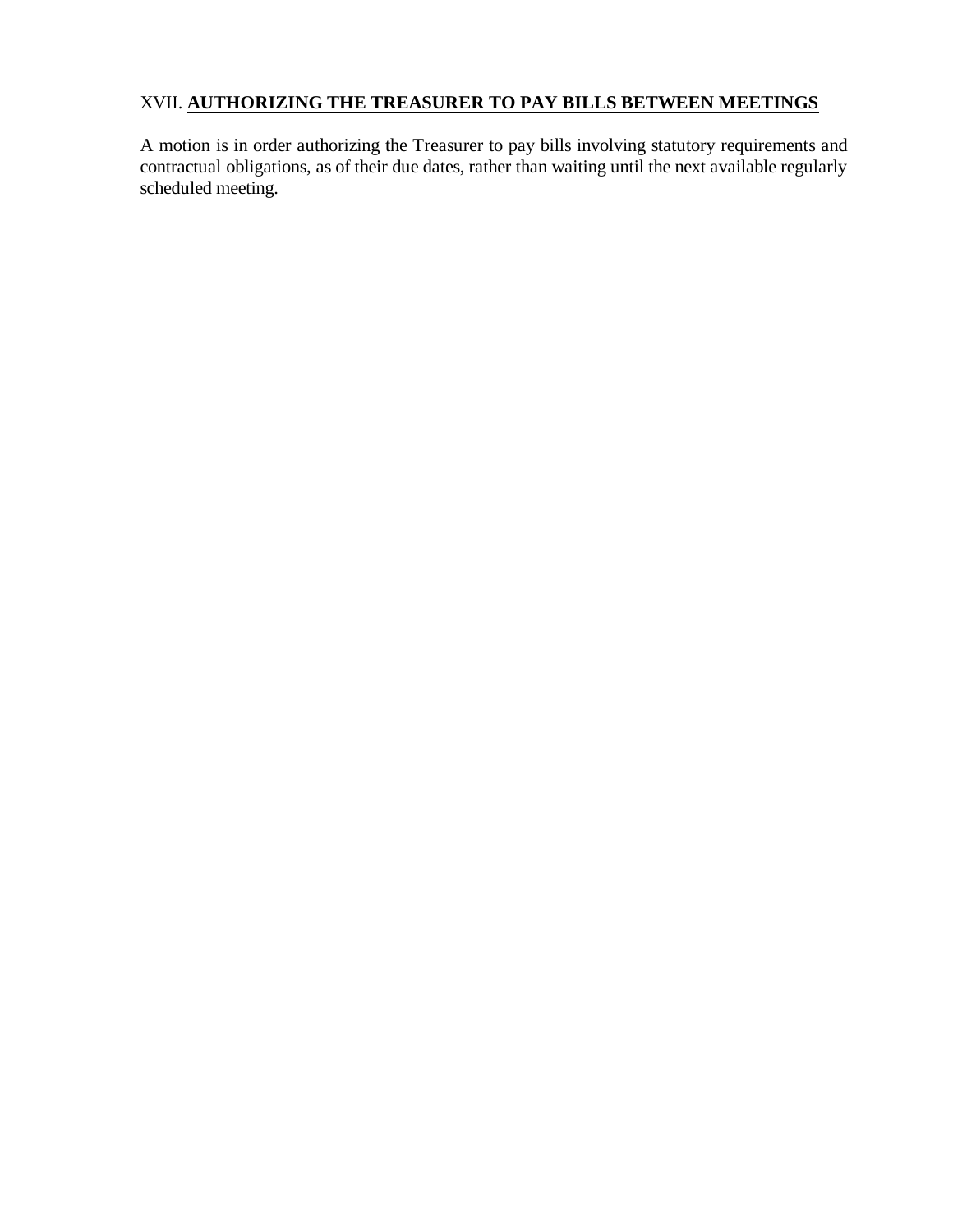## XVII. **<u>AUTHORIZING THE TREASURER TO PAY BILLS BETWEEN MEETINGS</u>**

A motion is in order authorizing the Treasurer to pay bills involving statutory requirements and contractual obligations, as of their due dates, rather than waiting until the next available regularly scheduled meeting.